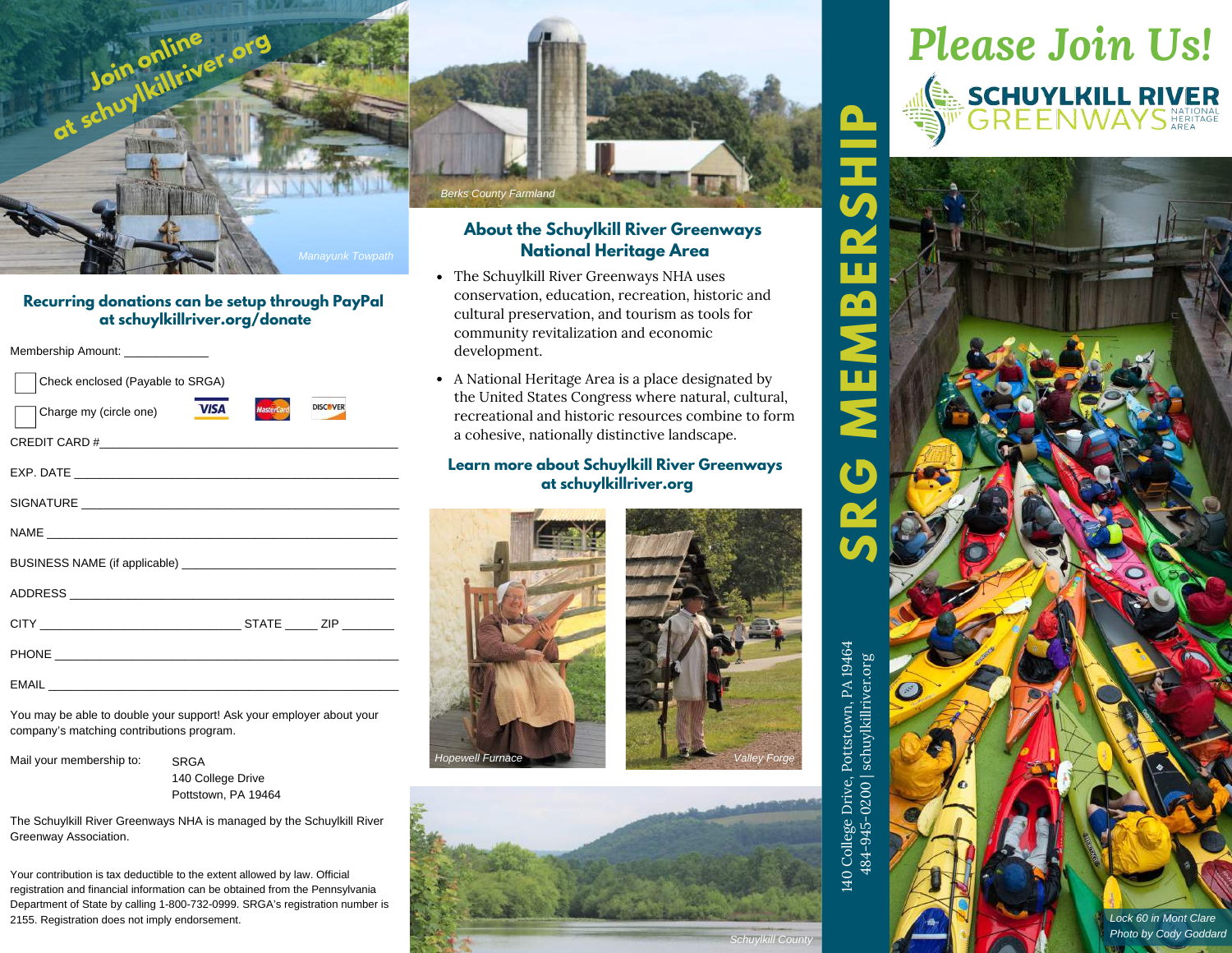Join online at schuylkillriver.org

*Manayunk Towpath*

**Recurring donations can be setup through PayPal at schuylkillriver.org/donate**

Membership Amount: _____________

☐ Check enclosed (Payable to SRGA)

☐ Charge my (circle one) VISA MasterCard DISCOVER

CREDIT CARD #_____________________________________________

EXP. DATE _______________________________________________

SIGNATURE _______________________________________________

NAME ___________________________________________________

BUSINESS NAME (if applicable) _______________________________

ADDRESS ________________________________________________

CITY ______________________________ STATE _____ ZIP ________

PHONE __________________________________________________

EMAIL ___________________________________________________

You may be able to double your support! Ask your employer about your company's matching contributions program.

Mail your membership to:

SRGA
140 College Drive
Pottstown, PA 19464

The Schuylkill River Greenways NHA is managed by the Schuylkill River Greenway Association.

Your contribution is tax deductible to the extent allowed by law. Official registration and financial information can be obtained from the Pennsylvania Department of State by calling 1-800-732-0999. SRGA's registration number is 2155. Registration does not imply endorsement.

*Berks County Farmland*

## About the Schuylkill River Greenways National Heritage Area

- The Schuylkill River Greenways NHA uses conservation, education, recreation, historic and cultural preservation, and tourism as tools for community revitalization and economic development.
- A National Heritage Area is a place designated by the United States Congress where natural, cultural, recreational and historic resources combine to form a cohesive, nationally distinctive landscape.

**Learn more about Schuylkill River Greenways at schuylkillriver.org**

*Hopewell Furnace*

*Valley Forge*

*Schuylkill County*

# SRG MEMBERSHIP

140 College Drive, Pottstown, PA 19464
484-945-0200 | schuylkillriver.org

# Please Join Us!

SCHUYLKILL RIVER GREENWAYS NATIONAL HERITAGE AREA

*Lock 60 in Mont Clare*
*Photo by Cody Goddard*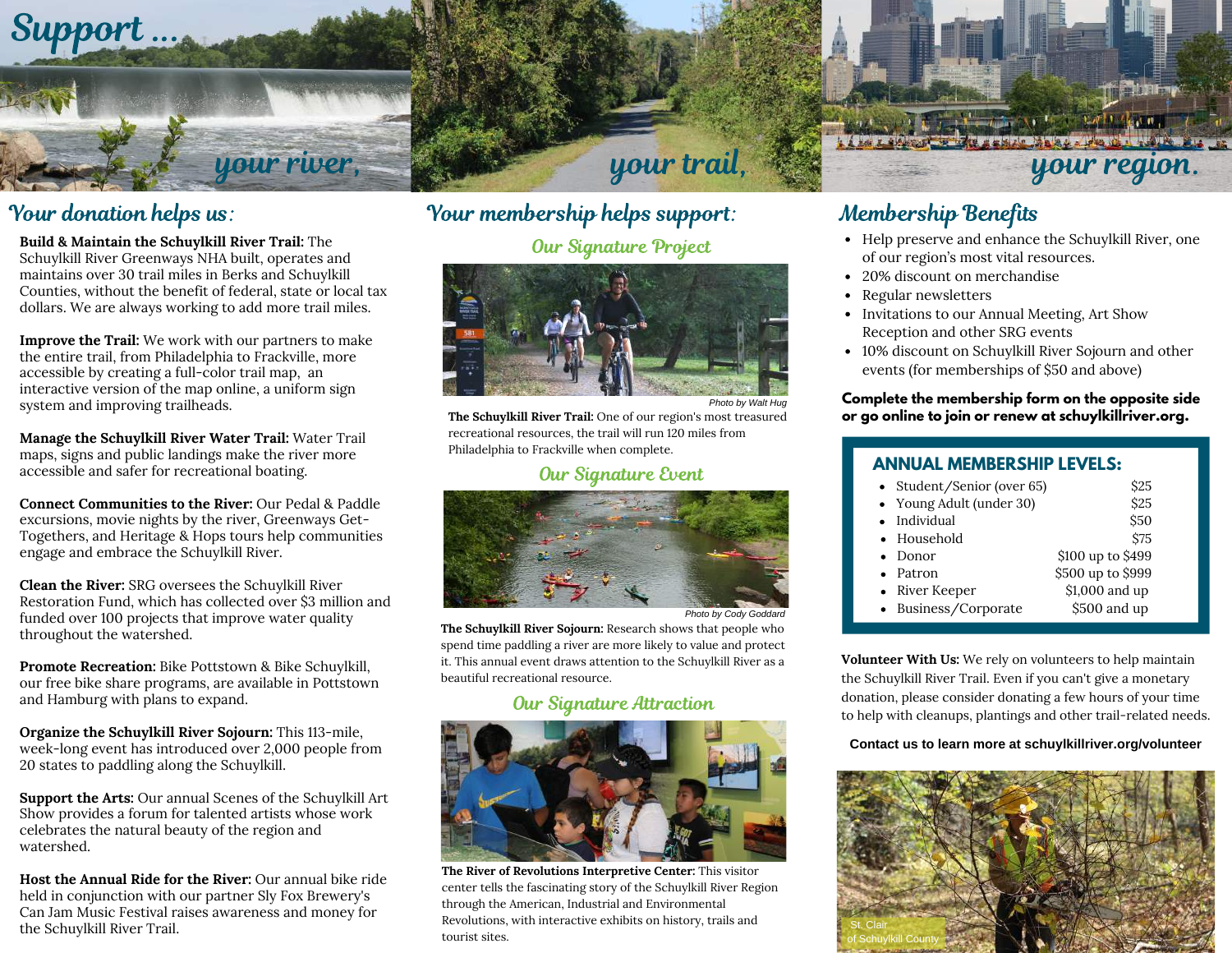# Support ... your river, your trail, your region.

## Your donation helps us:

**Build & Maintain the Schuylkill River Trail:** The Schuylkill River Greenways NHA built, operates and maintains over 30 trail miles in Berks and Schuylkill Counties, without the benefit of federal, state or local tax dollars. We are always working to add more trail miles.

**Improve the Trail:** We work with our partners to make the entire trail, from Philadelphia to Frackville, more accessible by creating a full-color trail map, an interactive version of the map online, a uniform sign system and improving trailheads.

**Manage the Schuylkill River Water Trail:** Water Trail maps, signs and public landings make the river more accessible and safer for recreational boating.

**Connect Communities to the River:** Our Pedal & Paddle excursions, movie nights by the river, Greenways Get-Togethers, and Heritage & Hops tours help communities engage and embrace the Schuylkill River.

**Clean the River:** SRG oversees the Schuylkill River Restoration Fund, which has collected over $3 million and funded over 100 projects that improve water quality throughout the watershed.

**Promote Recreation:** Bike Pottstown & Bike Schuylkill, our free bike share programs, are available in Pottstown and Hamburg with plans to expand.

**Organize the Schuylkill River Sojourn:** This 113-mile, week-long event has introduced over 2,000 people from 20 states to paddling along the Schuylkill.

**Support the Arts:** Our annual Scenes of the Schuylkill Art Show provides a forum for talented artists whose work celebrates the natural beauty of the region and watershed.

**Host the Annual Ride for the River:** Our annual bike ride held in conjunction with our partner Sly Fox Brewery's Can Jam Music Festival raises awareness and money for the Schuylkill River Trail.

## Your membership helps support:

### Our Signature Project

*Photo by Walt Hug*

**The Schuylkill River Trail:** One of our region's most treasured recreational resources, the trail will run 120 miles from Philadelphia to Frackville when complete.

### Our Signature Event

*Photo by Cody Goddard*

**The Schuylkill River Sojourn:** Research shows that people who spend time paddling a river are more likely to value and protect it. This annual event draws attention to the Schuylkill River as a beautiful recreational resource.

### Our Signature Attraction

**The River of Revolutions Interpretive Center:** This visitor center tells the fascinating story of the Schuylkill River Region through the American, Industrial and Environmental Revolutions, with interactive exhibits on history, trails and tourist sites.

## Membership Benefits

- Help preserve and enhance the Schuylkill River, one of our region's most vital resources.
- 20% discount on merchandise
- Regular newsletters
- Invitations to our Annual Meeting, Art Show Reception and other SRG events
- 10% discount on Schuylkill River Sojourn and other events (for memberships of $50 and above)

**Complete the membership form on the opposite side or go online to join or renew at schuylkillriver.org.**

### ANNUAL MEMBERSHIP LEVELS:

| | |
|---|---|
| Student/Senior (over 65) | $25 |
| Young Adult (under 30) | $25 |
| Individual | $50 |
| Household | $75 |
| Donor | $100 up to $499 |
| Patron | $500 up to $999 |
| River Keeper | $1,000 and up |
| Business/Corporate | $500 and up |

**Volunteer With Us:** We rely on volunteers to help maintain the Schuylkill River Trail. Even if you can't give a monetary donation, please consider donating a few hours of your time to help with cleanups, plantings and other trail-related needs.

**Contact us to learn more at schuylkillriver.org/volunteer**

St. Clair of Schuylkill County